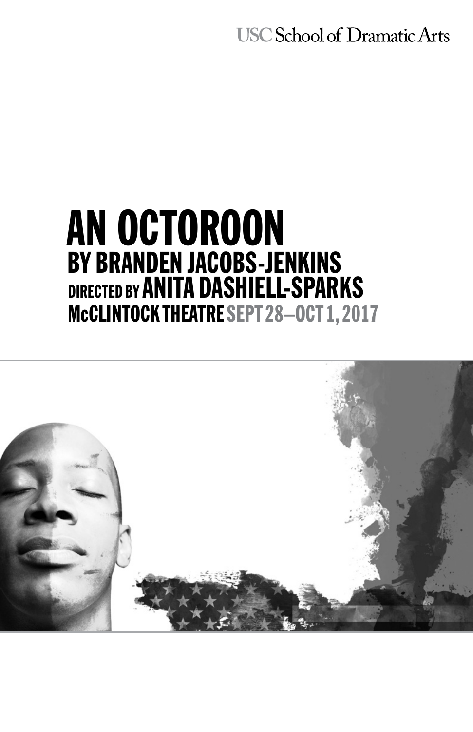USC School of Dramatic Arts

# AN OCTOROON

## BY BRANDEN JACOBS-JENKINS

### DIRECTED BY ANITA DASHIELL-SPARKS

**McCLINTOCK THEATRE SEPT 28–OCT 1, 2017**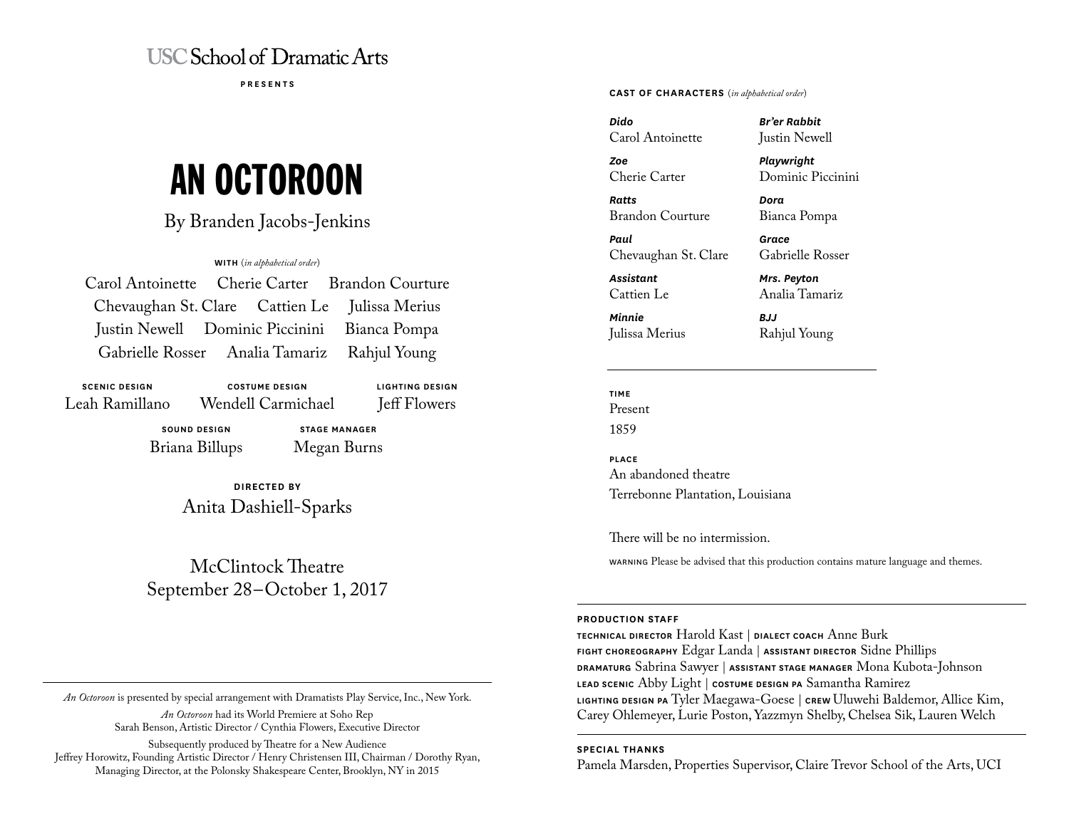USC School of Dramatic Arts

PRESENTS

# AN OCTOROON

By Branden Jacobs-Jenkins

**WITH** (*in alphabetical order*)

Carol Antoinette  Cherie Carter  Brandon Courture
Chevaughan St. Clare  Cattien Le  Julissa Merius
Justin Newell  Dominic Piccinini  Bianca Pompa
Gabrielle Rosser  Analia Tamariz  Rahjul Young

**SCENIC DESIGN**
Leah Ramillano

**COSTUME DESIGN**
Wendell Carmichael

**LIGHTING DESIGN**
Jeff Flowers

**SOUND DESIGN**
Briana Billups

**STAGE MANAGER**
Megan Burns

**DIRECTED BY**
Anita Dashiell-Sparks

McClintock Theatre
September 28–October 1, 2017

---

*An Octoroon* is presented by special arrangement with Dramatists Play Service, Inc., New York.

*An Octoroon* had its World Premiere at Soho Rep
Sarah Benson, Artistic Director / Cynthia Flowers, Executive Director

Subsequently produced by Theatre for a New Audience
Jeffrey Horowitz, Founding Artistic Director / Henry Christensen III, Chairman / Dorothy Ryan, Managing Director, at the Polonsky Shakespeare Center, Brooklyn, NY in 2015

## CAST OF CHARACTERS (*in alphabetical order*)

***Dido***
Carol Antoinette

***Zoe***
Cherie Carter

***Ratts***
Brandon Courture

***Paul***
Chevaughan St. Clare

***Assistant***
Cattien Le

***Minnie***
Julissa Merius

***Br'er Rabbit***
Justin Newell

***Playwright***
Dominic Piccinini

***Dora***
Bianca Pompa

***Grace***
Gabrielle Rosser

***Mrs. Peyton***
Analia Tamariz

***BJJ***
Rahjul Young

---

**TIME**
Present
1859

**PLACE**
An abandoned theatre
Terrebonne Plantation, Louisiana

There will be no intermission.

**WARNING** Please be advised that this production contains mature language and themes.

---

## PRODUCTION STAFF

**TECHNICAL DIRECTOR** Harold Kast | **DIALECT COACH** Anne Burk
**FIGHT CHOREOGRAPHY** Edgar Landa | **ASSISTANT DIRECTOR** Sidne Phillips
**DRAMATURG** Sabrina Sawyer | **ASSISTANT STAGE MANAGER** Mona Kubota-Johnson
**LEAD SCENIC** Abby Light | **COSTUME DESIGN PA** Samantha Ramirez
**LIGHTING DESIGN PA** Tyler Maegawa-Goese | **CREW** Uluwehi Baldemor, Allice Kim, Carey Ohlemeyer, Lurie Poston, Yazzmyn Shelby, Chelsea Sik, Lauren Welch

## SPECIAL THANKS

Pamela Marsden, Properties Supervisor, Claire Trevor School of the Arts, UCI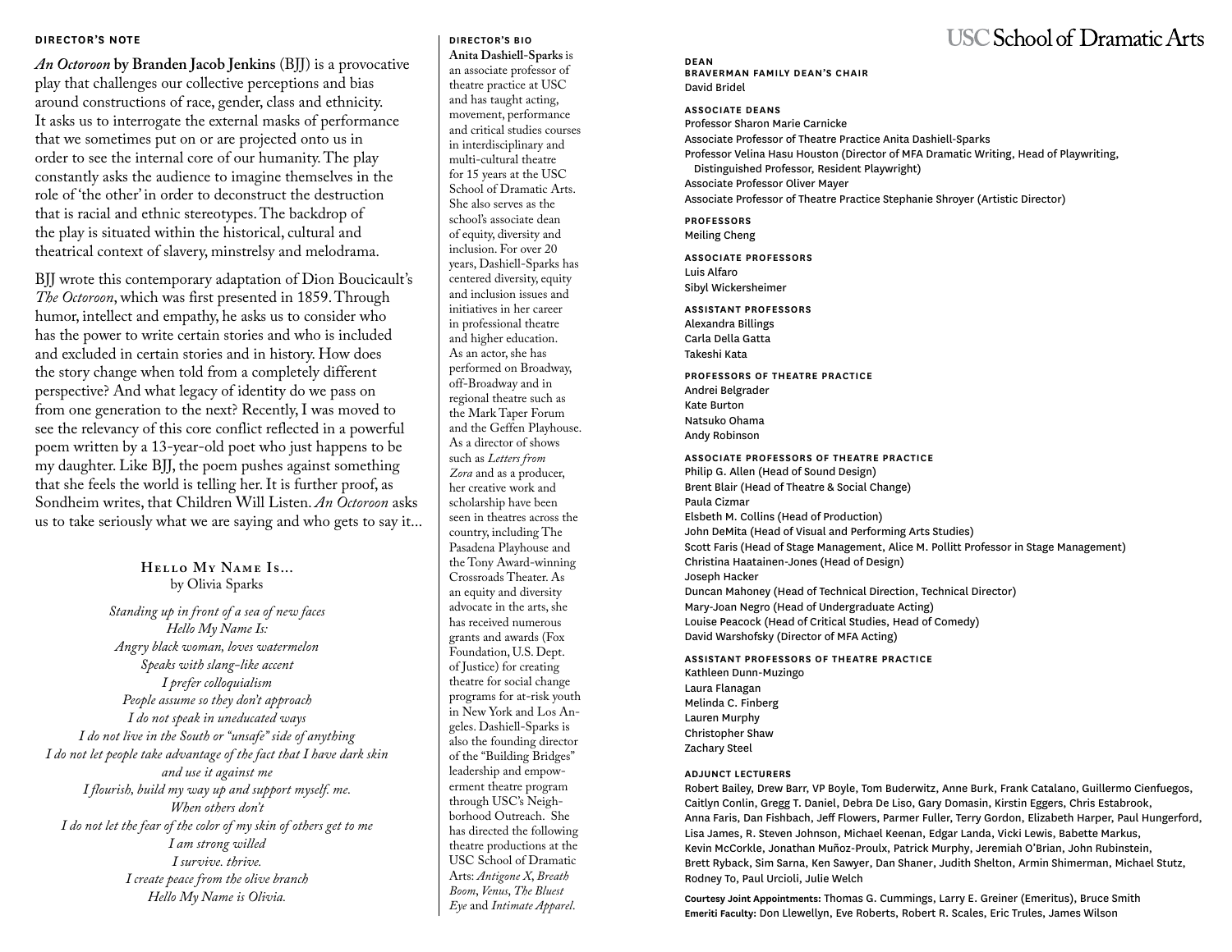## DIRECTOR'S NOTE

*An Octoroon* **by Branden Jacob Jenkins** (BJJ) is a provocative play that challenges our collective perceptions and bias around constructions of race, gender, class and ethnicity. It asks us to interrogate the external masks of performance that we sometimes put on or are projected onto us in order to see the internal core of our humanity. The play constantly asks the audience to imagine themselves in the role of 'the other' in order to deconstruct the destruction that is racial and ethnic stereotypes. The backdrop of the play is situated within the historical, cultural and theatrical context of slavery, minstrelsy and melodrama.

BJJ wrote this contemporary adaptation of Dion Boucicault's *The Octoroon*, which was first presented in 1859. Through humor, intellect and empathy, he asks us to consider who has the power to write certain stories and who is included and excluded in certain stories and in history. How does the story change when told from a completely different perspective? And what legacy of identity do we pass on from one generation to the next? Recently, I was moved to see the relevancy of this core conflict reflected in a powerful poem written by a 13-year-old poet who just happens to be my daughter. Like BJJ, the poem pushes against something that she feels the world is telling her. It is further proof, as Sondheim writes, that Children Will Listen. *An Octoroon* asks us to take seriously what we are saying and who gets to say it...

### Hello My Name Is...
by Olivia Sparks

*Standing up in front of a sea of new faces*
*Hello My Name Is:*
*Angry black woman, loves watermelon*
*Speaks with slang-like accent*
*I prefer colloquialism*
*People assume so they don't approach*
*I do not speak in uneducated ways*
*I do not live in the South or "unsafe" side of anything*
*I do not let people take advantage of the fact that I have dark skin*
*and use it against me*
*I flourish, build my way up and support myself. me.*
*When others don't*
*I do not let the fear of the color of my skin of others get to me*
*I am strong willed*
*I survive. thrive.*
*I create peace from the olive branch*
*Hello My Name is Olivia.*

## DIRECTOR'S BIO

**Anita Dashiell-Sparks** is an associate professor of theatre practice at USC and has taught acting, movement, performance and critical studies courses in interdisciplinary and multi-cultural theatre for 15 years at the USC School of Dramatic Arts. She also serves as the school's associate dean of equity, diversity and inclusion. For over 20 years, Dashiell-Sparks has centered diversity, equity and inclusion issues and initiatives in her career in professional theatre and higher education. As an actor, she has performed on Broadway, off-Broadway and in regional theatre such as the Mark Taper Forum and the Geffen Playhouse. As a director of shows such as *Letters from Zora* and as a producer, her creative work and scholarship have been seen in theatres across the country, including The Pasadena Playhouse and the Tony Award-winning Crossroads Theater. As an equity and diversity advocate in the arts, she has received numerous grants and awards (Fox Foundation, U.S. Dept. of Justice) for creating theatre for social change programs for at-risk youth in New York and Los Angeles. Dashiell-Sparks is also the founding director of the "Building Bridges" leadership and empowerment theatre program through USC's Neighborhood Outreach. She has directed the following theatre productions at the USC School of Dramatic Arts: *Antigone X*, *Breath Boom*, *Venus*, *The Bluest Eye* and *Intimate Apparel*.

# USC School of Dramatic Arts

**DEAN**
**BRAVERMAN FAMILY DEAN'S CHAIR**
David Bridel

**ASSOCIATE DEANS**
Professor Sharon Marie Carnicke
Associate Professor of Theatre Practice Anita Dashiell-Sparks
Professor Velina Hasu Houston (Director of MFA Dramatic Writing, Head of Playwriting, Distinguished Professor, Resident Playwright)
Associate Professor Oliver Mayer
Associate Professor of Theatre Practice Stephanie Shroyer (Artistic Director)

**PROFESSORS**
Meiling Cheng

**ASSOCIATE PROFESSORS**
Luis Alfaro
Sibyl Wickersheimer

**ASSISTANT PROFESSORS**
Alexandra Billings
Carla Della Gatta
Takeshi Kata

**PROFESSORS OF THEATRE PRACTICE**
Andrei Belgrader
Kate Burton
Natsuko Ohama
Andy Robinson

**ASSOCIATE PROFESSORS OF THEATRE PRACTICE**
Philip G. Allen (Head of Sound Design)
Brent Blair (Head of Theatre & Social Change)
Paula Cizmar
Elsbeth M. Collins (Head of Production)
John DeMita (Head of Visual and Performing Arts Studies)
Scott Faris (Head of Stage Management, Alice M. Pollitt Professor in Stage Management)
Christina Haatainen-Jones (Head of Design)
Joseph Hacker
Duncan Mahoney (Head of Technical Direction, Technical Director)
Mary-Joan Negro (Head of Undergraduate Acting)
Louise Peacock (Head of Critical Studies, Head of Comedy)
David Warshofsky (Director of MFA Acting)

**ASSISTANT PROFESSORS OF THEATRE PRACTICE**
Kathleen Dunn-Muzingo
Laura Flanagan
Melinda C. Finberg
Lauren Murphy
Christopher Shaw
Zachary Steel

**ADJUNCT LECTURERS**
Robert Bailey, Drew Barr, VP Boyle, Tom Buderwitz, Anne Burk, Frank Catalano, Guillermo Cienfuegos, Caitlyn Conlin, Gregg T. Daniel, Debra De Liso, Gary Domasin, Kirstin Eggers, Chris Estabrook, Anna Faris, Dan Fishbach, Jeff Flowers, Parmer Fuller, Terry Gordon, Elizabeth Harper, Paul Hungerford, Lisa James, R. Steven Johnson, Michael Keenan, Edgar Landa, Vicki Lewis, Babette Markus, Kevin McCorkle, Jonathan Muñoz-Proulx, Patrick Murphy, Jeremiah O'Brian, John Rubinstein, Brett Ryback, Sim Sarna, Ken Sawyer, Dan Shaner, Judith Shelton, Armin Shimerman, Michael Stutz, Rodney To, Paul Urcioli, Julie Welch

**Courtesy Joint Appointments:** Thomas G. Cummings, Larry E. Greiner (Emeritus), Bruce Smith
**Emeriti Faculty:** Don Llewellyn, Eve Roberts, Robert R. Scales, Eric Trules, James Wilson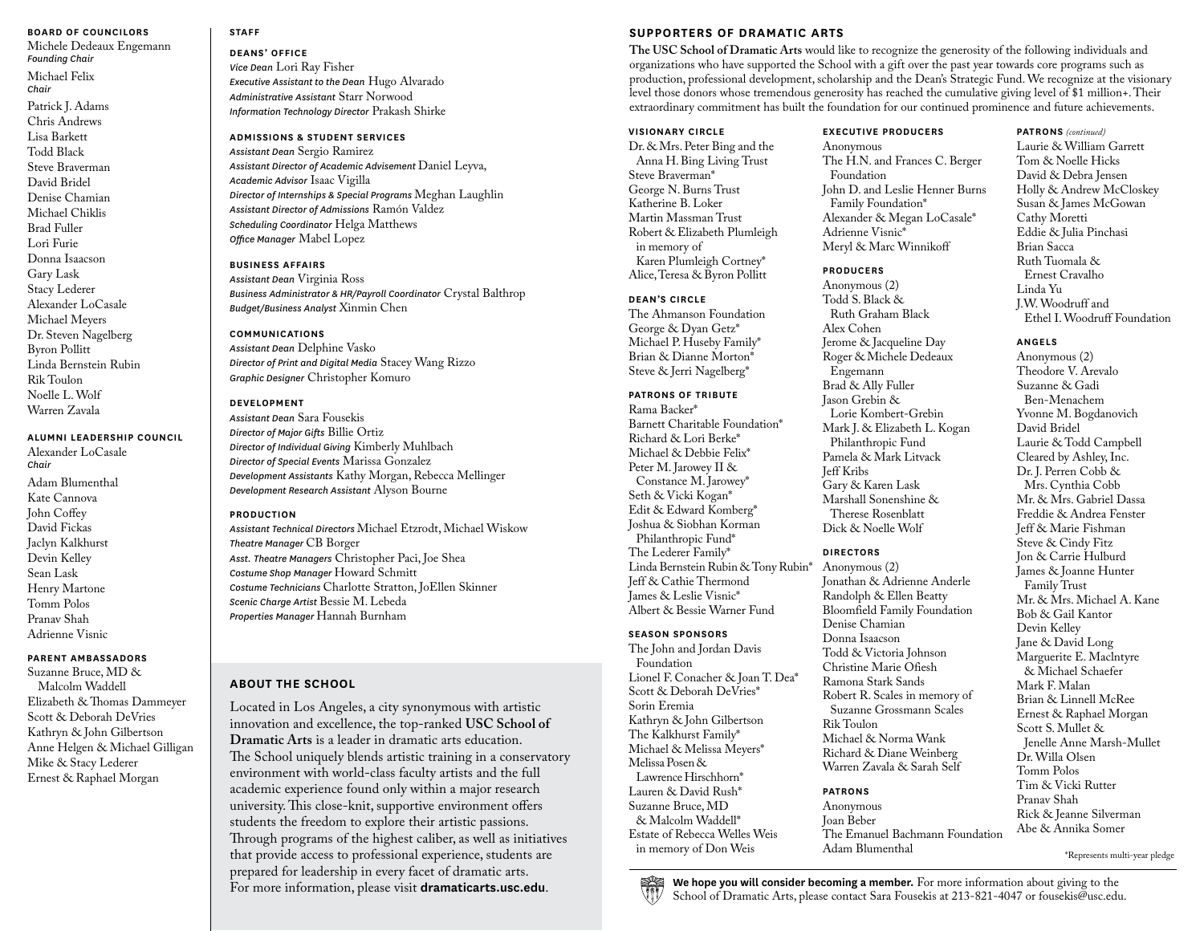## BOARD OF COUNCILORS

Michele Dedeaux Engemann
*Founding Chair*

Michael Felix
*Chair*

Patrick J. Adams
Chris Andrews
Lisa Barkett
Todd Black
Steve Braverman
David Bridel
Denise Chamian
Michael Chiklis
Brad Fuller
Lori Furie
Donna Isaacson
Gary Lask
Stacy Lederer
Alexander LoCasale
Michael Meyers
Dr. Steven Nagelberg
Byron Pollitt
Linda Bernstein Rubin
Rik Toulon
Noelle L. Wolf
Warren Zavala

## ALUMNI LEADERSHIP COUNCIL

Alexander LoCasale
*Chair*

Adam Blumenthal
Kate Cannova
John Coffey
David Fickas
Jaclyn Kalkhurst
Devin Kelley
Sean Lask
Henry Martone
Tomm Polos
Pranav Shah
Adrienne Visnic

## PARENT AMBASSADORS

Suzanne Bruce, MD & Malcolm Waddell
Elizabeth & Thomas Dammeyer
Scott & Deborah DeVries
Kathryn & John Gilbertson
Anne Helgen & Michael Gilligan
Mike & Stacy Lederer
Ernest & Raphael Morgan

## STAFF

### DEANS' OFFICE

*Vice Dean* Lori Ray Fisher
*Executive Assistant to the Dean* Hugo Alvarado
*Administrative Assistant* Starr Norwood
*Information Technology Director* Prakash Shirke

### ADMISSIONS & STUDENT SERVICES

*Assistant Dean* Sergio Ramirez
*Assistant Director of Academic Advisement* Daniel Leyva,
*Academic Advisor* Isaac Vigilla
*Director of Internships & Special Programs* Meghan Laughlin
*Assistant Director of Admissions* Ramón Valdez
*Scheduling Coordinator* Helga Matthews
*Office Manager* Mabel Lopez

### BUSINESS AFFAIRS

*Assistant Dean* Virginia Ross
*Business Administrator & HR/Payroll Coordinator* Crystal Balthrop
*Budget/Business Analyst* Xinmin Chen

### COMMUNICATIONS

*Assistant Dean* Delphine Vasko
*Director of Print and Digital Media* Stacey Wang Rizzo
*Graphic Designer* Christopher Komuro

### DEVELOPMENT

*Assistant Dean* Sara Fousekis
*Director of Major Gifts* Billie Ortiz
*Director of Individual Giving* Kimberly Muhlbach
*Director of Special Events* Marissa Gonzalez
*Development Assistants* Kathy Morgan, Rebecca Mellinger
*Development Research Assistant* Alyson Bourne

### PRODUCTION

*Assistant Technical Directors* Michael Etzrodt, Michael Wiskow
*Theatre Manager* CB Borger
*Asst. Theatre Managers* Christopher Paci, Joe Shea
*Costume Shop Manager* Howard Schmitt
*Costume Technicians* Charlotte Stratton, JoEllen Skinner
*Scenic Charge Artist* Bessie M. Lebeda
*Properties Manager* Hannah Burnham

## ABOUT THE SCHOOL

Located in Los Angeles, a city synonymous with artistic innovation and excellence, the top-ranked **USC School of Dramatic Arts** is a leader in dramatic arts education. The School uniquely blends artistic training in a conservatory environment with world-class faculty artists and the full academic experience found only within a major research university. This close-knit, supportive environment offers students the freedom to explore their artistic passions. Through programs of the highest caliber, as well as initiatives that provide access to professional experience, students are prepared for leadership in every facet of dramatic arts. For more information, please visit **dramaticarts.usc.edu**.

## SUPPORTERS OF DRAMATIC ARTS

**The USC School of Dramatic Arts** would like to recognize the generosity of the following individuals and organizations who have supported the School with a gift over the past year towards core programs such as production, professional development, scholarship and the Dean's Strategic Fund. We recognize at the visionary level those donors whose tremendous generosity has reached the cumulative giving level of $1 million+. Their extraordinary commitment has built the foundation for our continued prominence and future achievements.

### VISIONARY CIRCLE

Dr. & Mrs. Peter Bing and the Anna H. Bing Living Trust
Steve Braverman*
George N. Burns Trust
Katherine B. Loker
Martin Massman Trust
Robert & Elizabeth Plumleigh in memory of Karen Plumleigh Cortney*
Alice, Teresa & Byron Pollitt

### DEAN'S CIRCLE

The Ahmanson Foundation
George & Dyan Getz*
Michael P. Huseby Family*
Brian & Dianne Morton*
Steve & Jerri Nagelberg*

### PATRONS OF TRIBUTE

Rama Backer*
Barnett Charitable Foundation*
Richard & Lori Berke*
Michael & Debbie Felix*
Peter M. Jarowey II & Constance M. Jarowey*
Seth & Vicki Kogan*
Edit & Edward Komberg*
Joshua & Siobhan Korman Philanthropic Fund*
The Lederer Family*
Linda Bernstein Rubin & Tony Rubin*
Jeff & Cathie Thermond
James & Leslie Visnic*
Albert & Bessie Warner Fund

### SEASON SPONSORS

The John and Jordan Davis Foundation
Lionel F. Conacher & Joan T. Dea*
Scott & Deborah DeVries*
Sorin Eremia
Kathryn & John Gilbertson
The Kalkhurst Family*
Michael & Melissa Meyers*
Melissa Posen & Lawrence Hirschhorn*
Lauren & David Rush*
Suzanne Bruce, MD & Malcolm Waddell*
Estate of Rebecca Welles Weis in memory of Don Weis

### EXECUTIVE PRODUCERS

Anonymous
The H.N. and Frances C. Berger Foundation
John D. and Leslie Henner Burns Family Foundation*
Alexander & Megan LoCasale*
Adrienne Visnic*
Meryl & Marc Winnikoff

### PRODUCERS

Anonymous (2)
Todd S. Black & Ruth Graham Black
Alex Cohen
Jerome & Jacqueline Day
Roger & Michele Dedeaux Engemann
Brad & Ally Fuller
Jason Grebin & Lorie Kombert-Grebin
Mark J. & Elizabeth L. Kogan Philanthropic Fund
Pamela & Mark Litvack
Jeff Kribs
Gary & Karen Lask
Marshall Sonenshine & Therese Rosenblatt
Dick & Noelle Wolf

### DIRECTORS

Anonymous (2)
Jonathan & Adrienne Anderle
Randolph & Ellen Beatty
Bloomfield Family Foundation
Denise Chamian
Donna Isaacson
Todd & Victoria Johnson
Christine Marie Ofiesh
Ramona Stark Sands
Robert R. Scales in memory of Suzanne Grossmann Scales
Rik Toulon
Michael & Norma Wank
Richard & Diane Weinberg
Warren Zavala & Sarah Self

### PATRONS

Anonymous
Joan Beber
The Emanuel Bachmann Foundation
Adam Blumenthal

### PATRONS *(continued)*

Laurie & William Garrett
Tom & Noelle Hicks
David & Debra Jensen
Holly & Andrew McCloskey
Susan & James McGowan
Cathy Moretti
Eddie & Julia Pinchasi
Brian Sacca
Ruth Tuomala & Ernest Cravalho
Linda Yu
J.W. Woodruff and Ethel I. Woodruff Foundation

### ANGELS

Anonymous (2)
Theodore V. Arevalo
Suzanne & Gadi Ben-Menachem
Yvonne M. Bogdanovich
David Bridel
Laurie & Todd Campbell
Cleared by Ashley, Inc.
Dr. J. Perren Cobb & Mrs. Cynthia Cobb
Mr. & Mrs. Gabriel Dassa
Freddie & Andrea Fenster
Jeff & Marie Fishman
Steve & Cindy Fitz
Jon & Carrie Hulburd
James & Joanne Hunter Family Trust
Mr. & Mrs. Michael A. Kane
Bob & Gail Kantor
Devin Kelley
Jane & David Long
Marguerite E. MacIntyre & Michael Schaefer
Mark F. Malan
Brian & Linnell McRee
Ernest & Raphael Morgan
Scott S. Mullet & Jenelle Anne Marsh-Mullet
Dr. Willa Olsen
Tomm Polos
Tim & Vicki Rutter
Pranav Shah
Rick & Jeanne Silverman
Abe & Annika Somer

*Represents multi-year pledge

**We hope you will consider becoming a member.** For more information about giving to the School of Dramatic Arts, please contact Sara Fousekis at 213-821-4047 or fousekis@usc.edu.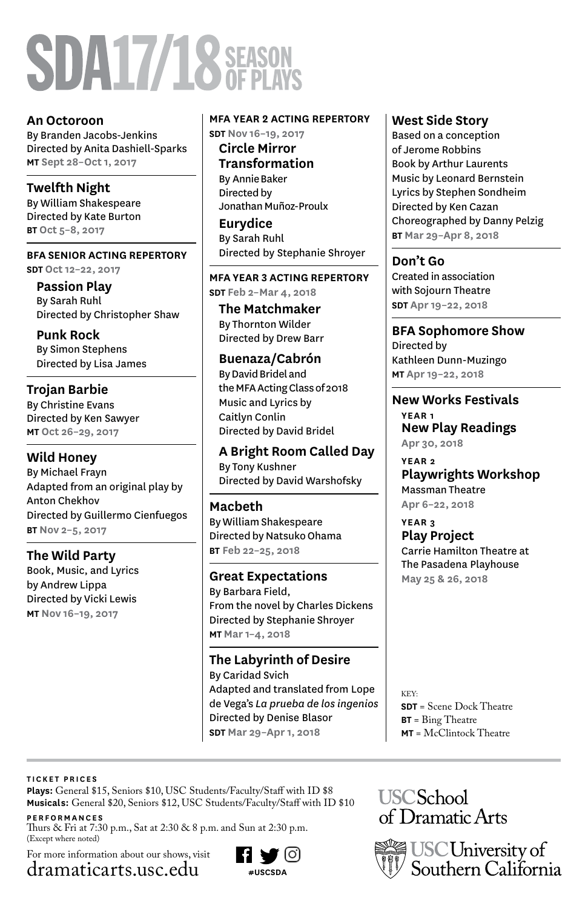# SDA17/18 SEASON OF PLAYS

## An Octoroon
By Branden Jacobs-Jenkins
Directed by Anita Dashiell-Sparks
**MT** Sept 28–Oct 1, 2017

## Twelfth Night
By William Shakespeare
Directed by Kate Burton
**BT** Oct 5–8, 2017

**BFA SENIOR ACTING REPERTORY**
**SDT** Oct 12–22, 2017

### Passion Play
By Sarah Ruhl
Directed by Christopher Shaw

### Punk Rock
By Simon Stephens
Directed by Lisa James

## Trojan Barbie
By Christine Evans
Directed by Ken Sawyer
**MT** Oct 26–29, 2017

## Wild Honey
By Michael Frayn
Adapted from an original play by Anton Chekhov
Directed by Guillermo Cienfuegos
**BT** Nov 2–5, 2017

## The Wild Party
Book, Music, and Lyrics by Andrew Lippa
Directed by Vicki Lewis
**MT** Nov 16–19, 2017

**MFA YEAR 2 ACTING REPERTORY**
**SDT** Nov 16–19, 2017

### Circle Mirror Transformation
By Annie Baker
Directed by Jonathan Muñoz-Proulx

### Eurydice
By Sarah Ruhl
Directed by Stephanie Shroyer

**MFA YEAR 3 ACTING REPERTORY**
**SDT** Feb 2–Mar 4, 2018

### The Matchmaker
By Thornton Wilder
Directed by Drew Barr

### Buenaza/Cabrón
By David Bridel and the MFA Acting Class of 2018
Music and Lyrics by Caitlyn Conlin
Directed by David Bridel

### A Bright Room Called Day
By Tony Kushner
Directed by David Warshofsky

## Macbeth
By William Shakespeare
Directed by Natsuko Ohama
**BT** Feb 22–25, 2018

## Great Expectations
By Barbara Field,
From the novel by Charles Dickens
Directed by Stephanie Shroyer
**MT** Mar 1–4, 2018

## The Labyrinth of Desire
By Caridad Svich
Adapted and translated from Lope de Vega's *La prueba de los ingenios*
Directed by Denise Blasor
**SDT** Mar 29–Apr 1, 2018

## West Side Story
Based on a conception of Jerome Robbins
Book by Arthur Laurents
Music by Leonard Bernstein
Lyrics by Stephen Sondheim
Directed by Ken Cazan
Choreographed by Danny Pelzig
**BT** Mar 29–Apr 8, 2018

## Don't Go
Created in association with Sojourn Theatre
**SDT** Apr 19–22, 2018

## BFA Sophomore Show
Directed by Kathleen Dunn-Muzingo
**MT** Apr 19–22, 2018

## New Works Festivals

**YEAR 1**
### New Play Readings
Apr 30, 2018

**YEAR 2**
### Playwrights Workshop
Massman Theatre
Apr 6–22, 2018

**YEAR 3**
### Play Project
Carrie Hamilton Theatre at The Pasadena Playhouse
May 25 & 26, 2018

KEY:
**SDT** = Scene Dock Theatre
**BT** = Bing Theatre
**MT** = McClintock Theatre

**TICKET PRICES**
**Plays:** General $15, Seniors $10, USC Students/Faculty/Staff with ID $8
**Musicals:** General $20, Seniors $12, USC Students/Faculty/Staff with ID $10

**PERFORMANCES**
Thurs & Fri at 7:30 p.m., Sat at 2:30 & 8 p.m. and Sun at 2:30 p.m.
(Except where noted)

For more information about our shows, visit
dramaticarts.usc.edu

#USCSDA

USC School of Dramatic Arts

USC University of Southern California